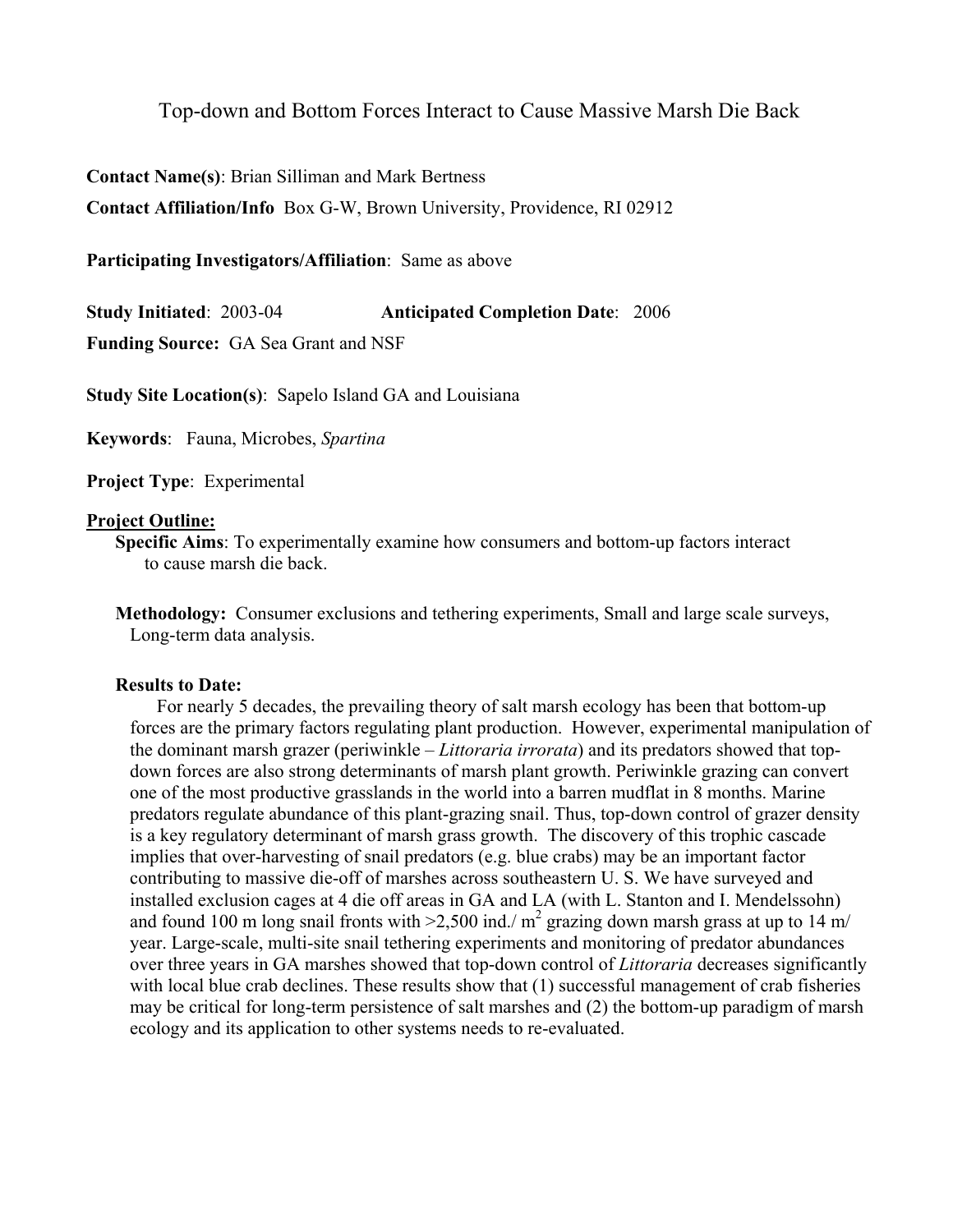# Top-down and Bottom Forces Interact to Cause Massive Marsh Die Back

**Contact Name(s)**: Brian Silliman and Mark Bertness

**Contact Affiliation/Info** Box G-W, Brown University, Providence, RI 02912

**Participating Investigators/Affiliation**: Same as above

**Study Initiated**: 2003-04 **Anticipated Completion Date**: 2006

**Funding Source:** GA Sea Grant and NSF

**Study Site Location(s)**: Sapelo Island GA and Louisiana

**Keywords**: Fauna, Microbes, *Spartina*

**Project Type**: Experimental

## Project Outline:

**Specific Aims**: To experimentally examine how consumers and bottom-up factors interact to cause marsh die back.

**Methodology:** Consumer exclusions and tethering experiments, Small and large scale surveys, Long-term data analysis.

### Results to Date:

For nearly 5 decades, the prevailing theory of salt marsh ecology has been that bottom-up forces are the primary factors regulating plant production. However, experimental manipulation of the dominant marsh grazer (periwinkle – *Littoraria irrorata*) and its predators showed that top-down forces are also strong determinants of marsh plant growth. Periwinkle grazing can convert one of the most productive grasslands in the world into a barren mudflat in 8 months. Marine predators regulate abundance of this plant-grazing snail. Thus, top-down control of grazer density is a key regulatory determinant of marsh grass growth. The discovery of this trophic cascade implies that over-harvesting of snail predators (e.g. blue crabs) may be an important factor contributing to massive die-off of marshes across southeastern U. S. We have surveyed and installed exclusion cages at 4 die off areas in GA and LA (with L. Stanton and I. Mendelssohn) and found 100 m long snail fronts with >2,500 ind./ $m^2$ grazing down marsh grass at up to 14 m/ year. Large-scale, multi-site snail tethering experiments and monitoring of predator abundances over three years in GA marshes showed that top-down control of *Littoraria* decreases significantly with local blue crab declines. These results show that (1) successful management of crab fisheries may be critical for long-term persistence of salt marshes and (2) the bottom-up paradigm of marsh ecology and its application to other systems needs to re-evaluated.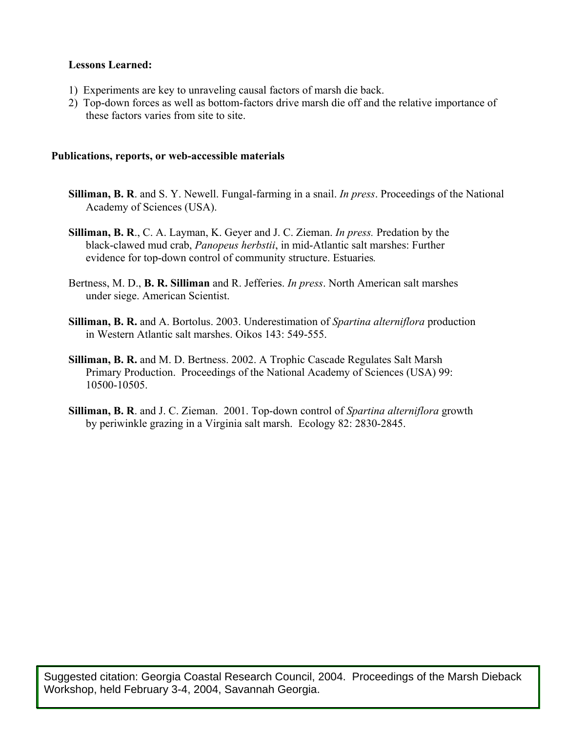**Lessons Learned:**

1) Experiments are key to unraveling causal factors of marsh die back.
2) Top-down forces as well as bottom-factors drive marsh die off and the relative importance of these factors varies from site to site.

**Publications, reports, or web-accessible materials**

**Silliman, B. R**. and S. Y. Newell. Fungal-farming in a snail. *In press*. Proceedings of the National Academy of Sciences (USA).

**Silliman, B. R**., C. A. Layman, K. Geyer and J. C. Zieman. *In press.* Predation by the black-clawed mud crab, *Panopeus herbstii*, in mid-Atlantic salt marshes: Further evidence for top-down control of community structure. Estuaries*.*

Bertness, M. D., **B. R. Silliman** and R. Jefferies. *In press*. North American salt marshes under siege. American Scientist.

**Silliman, B. R.** and A. Bortolus. 2003. Underestimation of *Spartina alterniflora* production in Western Atlantic salt marshes. Oikos 143: 549-555.

**Silliman, B. R.** and M. D. Bertness. 2002. A Trophic Cascade Regulates Salt Marsh Primary Production. Proceedings of the National Academy of Sciences (USA) 99: 10500-10505.

**Silliman, B. R**. and J. C. Zieman. 2001. Top-down control of *Spartina alterniflora* growth by periwinkle grazing in a Virginia salt marsh. Ecology 82: 2830-2845.

Suggested citation: Georgia Coastal Research Council, 2004. Proceedings of the Marsh Dieback Workshop, held February 3-4, 2004, Savannah Georgia.